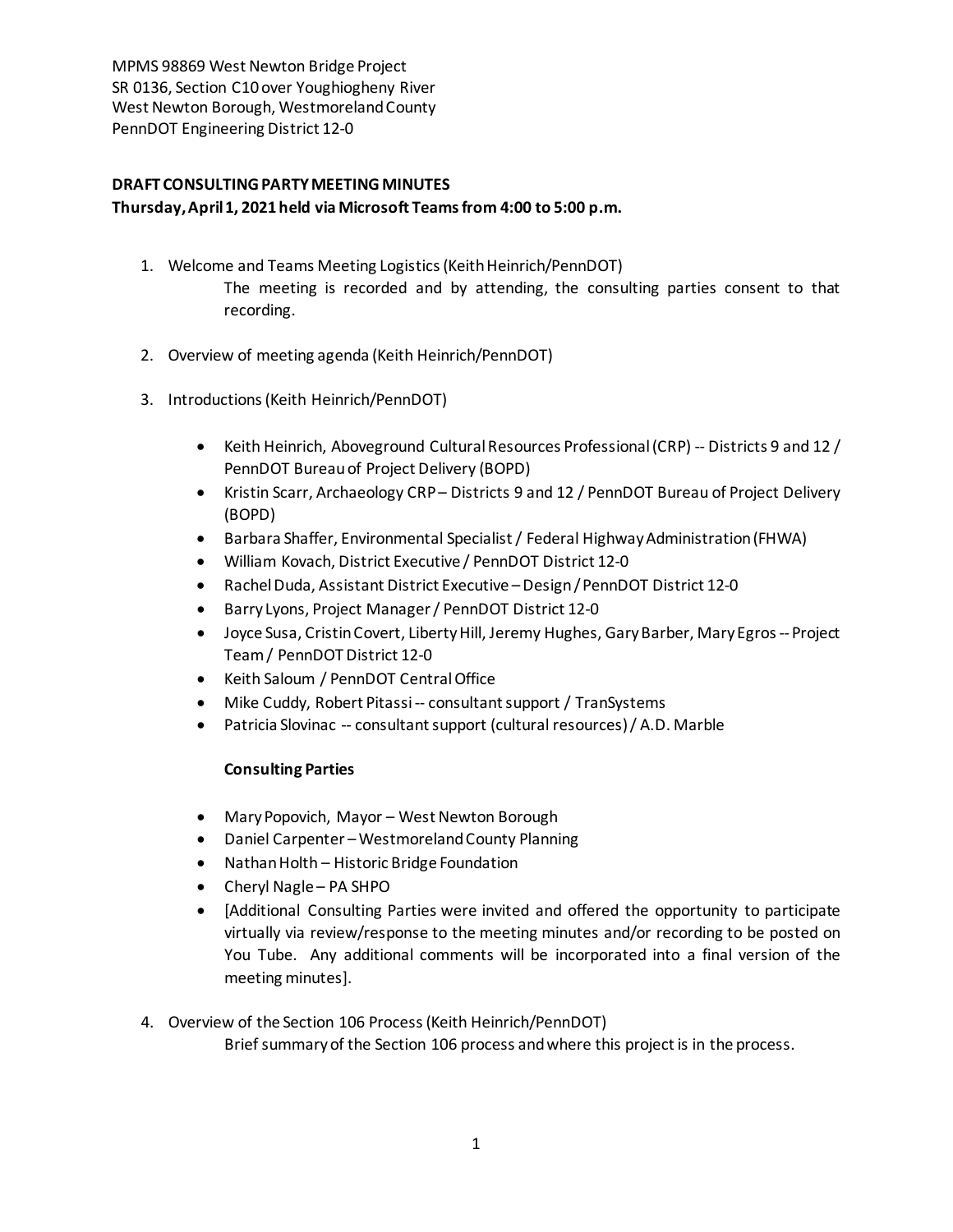MPMS 98869 West Newton Bridge Project
SR 0136, Section C10 over Youghiogheny River
West Newton Borough, Westmoreland County
PennDOT Engineering District 12-0

**DRAFT CONSULTING PARTY MEETING MINUTES**
**Thursday, April 1, 2021 held via Microsoft Teams from 4:00 to 5:00 p.m.**

1. Welcome and Teams Meeting Logistics (Keith Heinrich/PennDOT)
   The meeting is recorded and by attending, the consulting parties consent to that recording.

2. Overview of meeting agenda (Keith Heinrich/PennDOT)

3. Introductions (Keith Heinrich/PennDOT)

   - Keith Heinrich, Aboveground Cultural Resources Professional (CRP) -- Districts 9 and 12 / PennDOT Bureau of Project Delivery (BOPD)
   - Kristin Scarr, Archaeology CRP – Districts 9 and 12 / PennDOT Bureau of Project Delivery (BOPD)
   - Barbara Shaffer, Environmental Specialist / Federal Highway Administration (FHWA)
   - William Kovach, District Executive / PennDOT District 12-0
   - Rachel Duda, Assistant District Executive – Design / PennDOT District 12-0
   - Barry Lyons, Project Manager / PennDOT District 12-0
   - Joyce Susa, Cristin Covert, Liberty Hill, Jeremy Hughes, Gary Barber, Mary Egros -- Project Team / PennDOT District 12-0
   - Keith Saloum / PennDOT Central Office
   - Mike Cuddy, Robert Pitassi -- consultant support / TranSystems
   - Patricia Slovinac -- consultant support (cultural resources) / A.D. Marble

   **Consulting Parties**

   - Mary Popovich, Mayor – West Newton Borough
   - Daniel Carpenter – Westmoreland County Planning
   - Nathan Holth – Historic Bridge Foundation
   - Cheryl Nagle – PA SHPO
   - [Additional Consulting Parties were invited and offered the opportunity to participate virtually via review/response to the meeting minutes and/or recording to be posted on You Tube. Any additional comments will be incorporated into a final version of the meeting minutes].

4. Overview of the Section 106 Process (Keith Heinrich/PennDOT)
   Brief summary of the Section 106 process and where this project is in the process.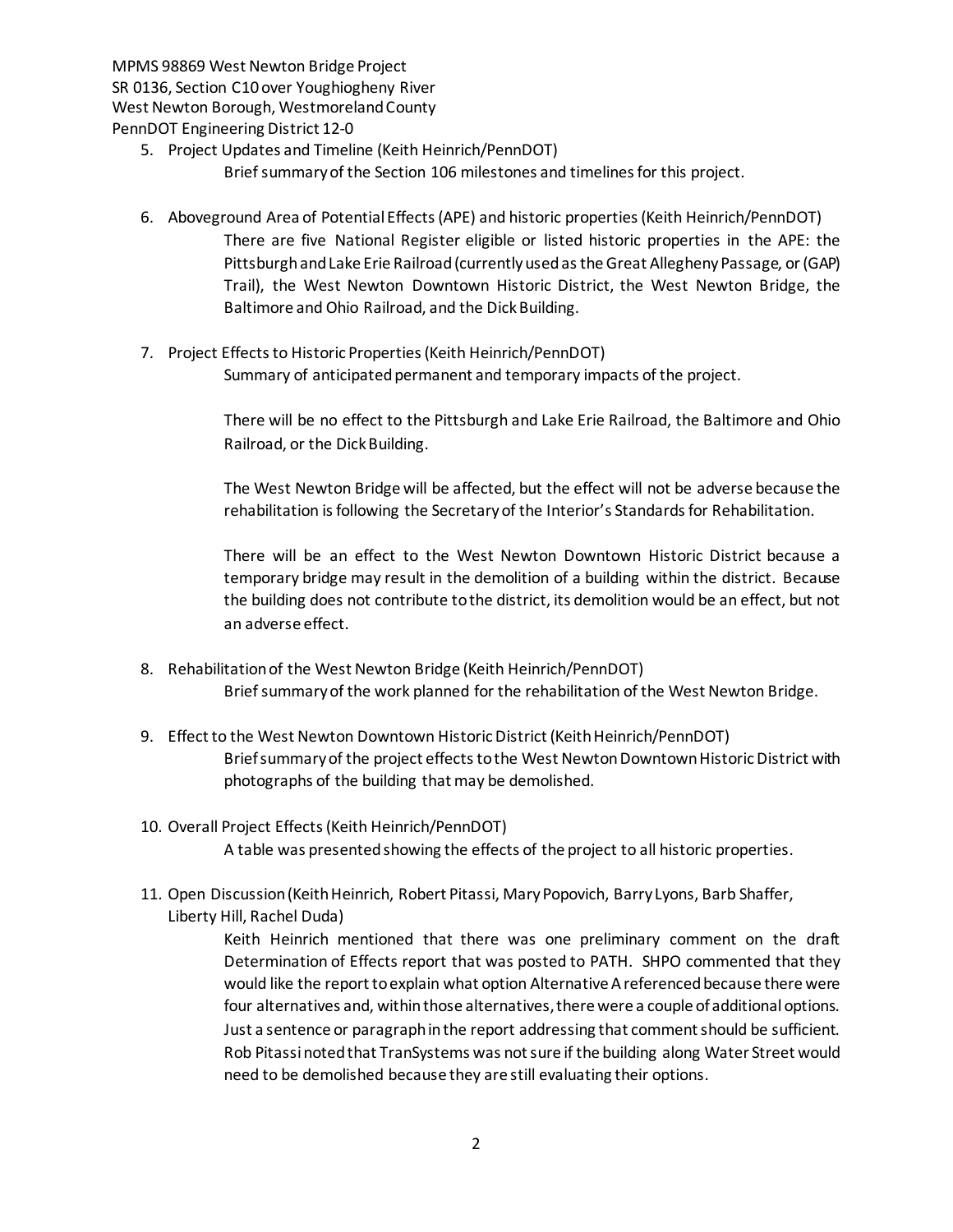5. Project Updates and Timeline (Keith Heinrich/PennDOT)

   Brief summary of the Section 106 milestones and timelines for this project.

6. Aboveground Area of Potential Effects (APE) and historic properties (Keith Heinrich/PennDOT)

   There are five National Register eligible or listed historic properties in the APE: the Pittsburgh and Lake Erie Railroad (currently used as the Great Allegheny Passage, or (GAP) Trail), the West Newton Downtown Historic District, the West Newton Bridge, the Baltimore and Ohio Railroad, and the Dick Building.

7. Project Effects to Historic Properties (Keith Heinrich/PennDOT)

   Summary of anticipated permanent and temporary impacts of the project.

   There will be no effect to the Pittsburgh and Lake Erie Railroad, the Baltimore and Ohio Railroad, or the Dick Building.

   The West Newton Bridge will be affected, but the effect will not be adverse because the rehabilitation is following the Secretary of the Interior's Standards for Rehabilitation.

   There will be an effect to the West Newton Downtown Historic District because a temporary bridge may result in the demolition of a building within the district. Because the building does not contribute to the district, its demolition would be an effect, but not an adverse effect.

8. Rehabilitation of the West Newton Bridge (Keith Heinrich/PennDOT)

   Brief summary of the work planned for the rehabilitation of the West Newton Bridge.

9. Effect to the West Newton Downtown Historic District (Keith Heinrich/PennDOT)

   Brief summary of the project effects to the West Newton Downtown Historic District with photographs of the building that may be demolished.

10. Overall Project Effects (Keith Heinrich/PennDOT)

    A table was presented showing the effects of the project to all historic properties.

11. Open Discussion (Keith Heinrich, Robert Pitassi, Mary Popovich, Barry Lyons, Barb Shaffer, Liberty Hill, Rachel Duda)

    Keith Heinrich mentioned that there was one preliminary comment on the draft Determination of Effects report that was posted to PATH. SHPO commented that they would like the report to explain what option Alternative A referenced because there were four alternatives and, within those alternatives, there were a couple of additional options. Just a sentence or paragraph in the report addressing that comment should be sufficient. Rob Pitassi noted that TranSystems was not sure if the building along Water Street would need to be demolished because they are still evaluating their options.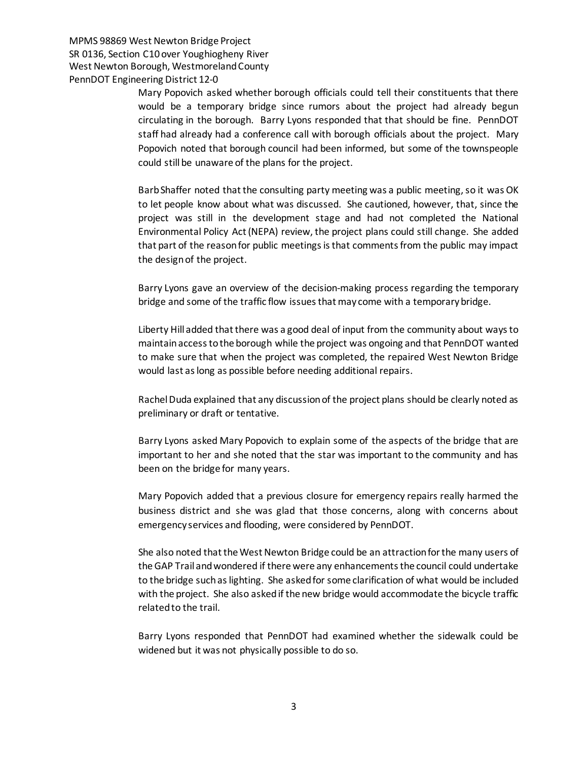Mary Popovich asked whether borough officials could tell their constituents that there would be a temporary bridge since rumors about the project had already begun circulating in the borough. Barry Lyons responded that that should be fine. PennDOT staff had already had a conference call with borough officials about the project. Mary Popovich noted that borough council had been informed, but some of the townspeople could still be unaware of the plans for the project.

Barb Shaffer noted that the consulting party meeting was a public meeting, so it was OK to let people know about what was discussed. She cautioned, however, that, since the project was still in the development stage and had not completed the National Environmental Policy Act (NEPA) review, the project plans could still change. She added that part of the reason for public meetings is that comments from the public may impact the design of the project.

Barry Lyons gave an overview of the decision-making process regarding the temporary bridge and some of the traffic flow issues that may come with a temporary bridge.

Liberty Hill added that there was a good deal of input from the community about ways to maintain access to the borough while the project was ongoing and that PennDOT wanted to make sure that when the project was completed, the repaired West Newton Bridge would last as long as possible before needing additional repairs.

Rachel Duda explained that any discussion of the project plans should be clearly noted as preliminary or draft or tentative.

Barry Lyons asked Mary Popovich to explain some of the aspects of the bridge that are important to her and she noted that the star was important to the community and has been on the bridge for many years.

Mary Popovich added that a previous closure for emergency repairs really harmed the business district and she was glad that those concerns, along with concerns about emergency services and flooding, were considered by PennDOT.

She also noted that the West Newton Bridge could be an attraction for the many users of the GAP Trail and wondered if there were any enhancements the council could undertake to the bridge such as lighting. She asked for some clarification of what would be included with the project. She also asked if the new bridge would accommodate the bicycle traffic related to the trail.

Barry Lyons responded that PennDOT had examined whether the sidewalk could be widened but it was not physically possible to do so.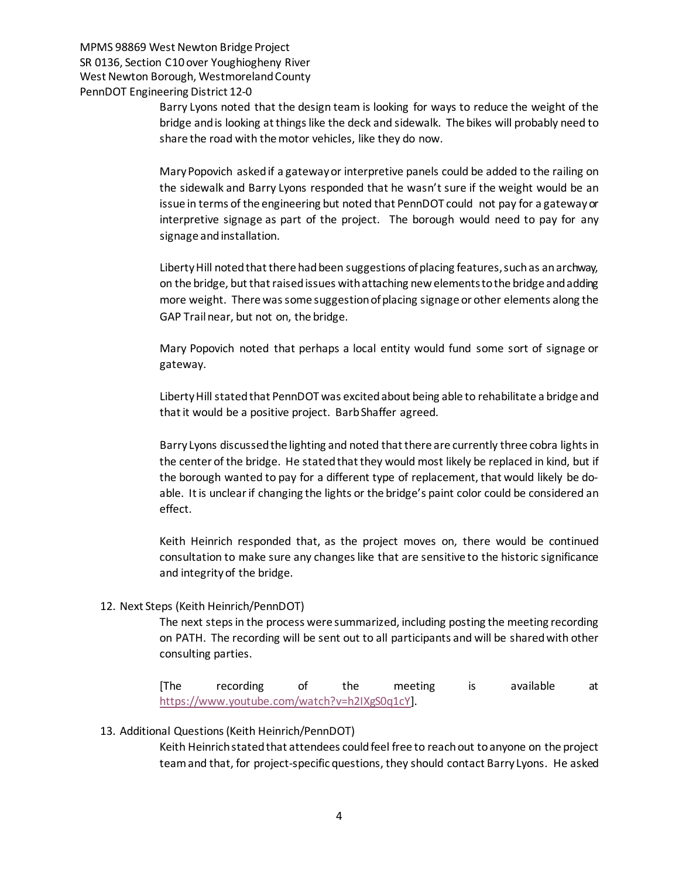Barry Lyons noted that the design team is looking for ways to reduce the weight of the bridge and is looking at things like the deck and sidewalk. The bikes will probably need to share the road with the motor vehicles, like they do now.

Mary Popovich asked if a gateway or interpretive panels could be added to the railing on the sidewalk and Barry Lyons responded that he wasn't sure if the weight would be an issue in terms of the engineering but noted that PennDOT could not pay for a gateway or interpretive signage as part of the project. The borough would need to pay for any signage and installation.

Liberty Hill noted that there had been suggestions of placing features, such as an archway, on the bridge, but that raised issues with attaching new elements to the bridge and adding more weight. There was some suggestion of placing signage or other elements along the GAP Trail near, but not on, the bridge.

Mary Popovich noted that perhaps a local entity would fund some sort of signage or gateway.

Liberty Hill stated that PennDOT was excited about being able to rehabilitate a bridge and that it would be a positive project. Barb Shaffer agreed.

Barry Lyons discussed the lighting and noted that there are currently three cobra lights in the center of the bridge. He stated that they would most likely be replaced in kind, but if the borough wanted to pay for a different type of replacement, that would likely be do-able. It is unclear if changing the lights or the bridge's paint color could be considered an effect.

Keith Heinrich responded that, as the project moves on, there would be continued consultation to make sure any changes like that are sensitive to the historic significance and integrity of the bridge.

12. Next Steps (Keith Heinrich/PennDOT)

The next steps in the process were summarized, including posting the meeting recording on PATH. The recording will be sent out to all participants and will be shared with other consulting parties.

[The recording of the meeting is available at https://www.youtube.com/watch?v=h2IXgS0q1cY].

13. Additional Questions (Keith Heinrich/PennDOT)

Keith Heinrich stated that attendees could feel free to reach out to anyone on the project team and that, for project-specific questions, they should contact Barry Lyons. He asked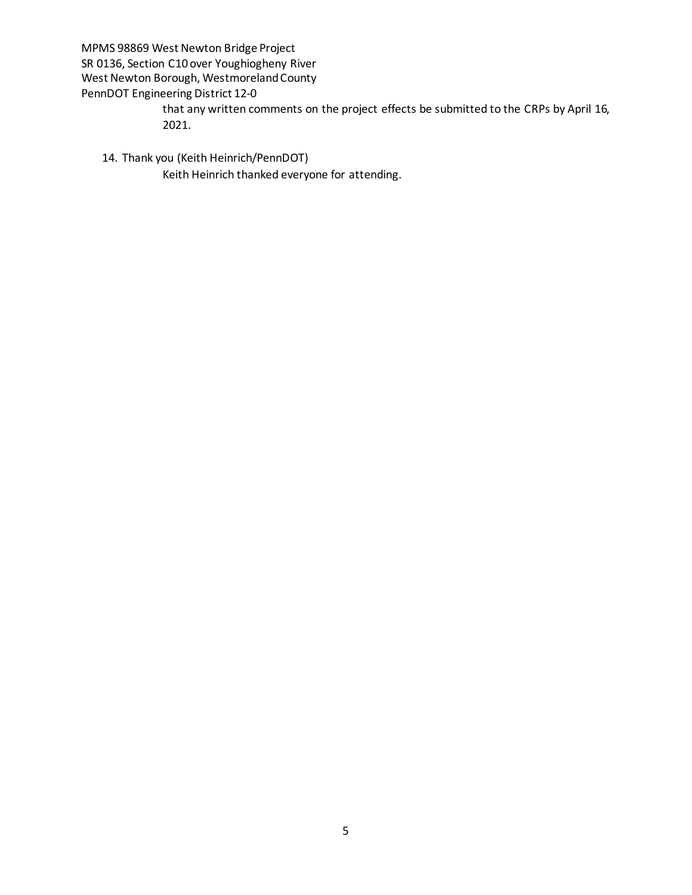that any written comments on the project effects be submitted to the CRPs by April 16, 2021.

14. Thank you (Keith Heinrich/PennDOT)

    Keith Heinrich thanked everyone for attending.